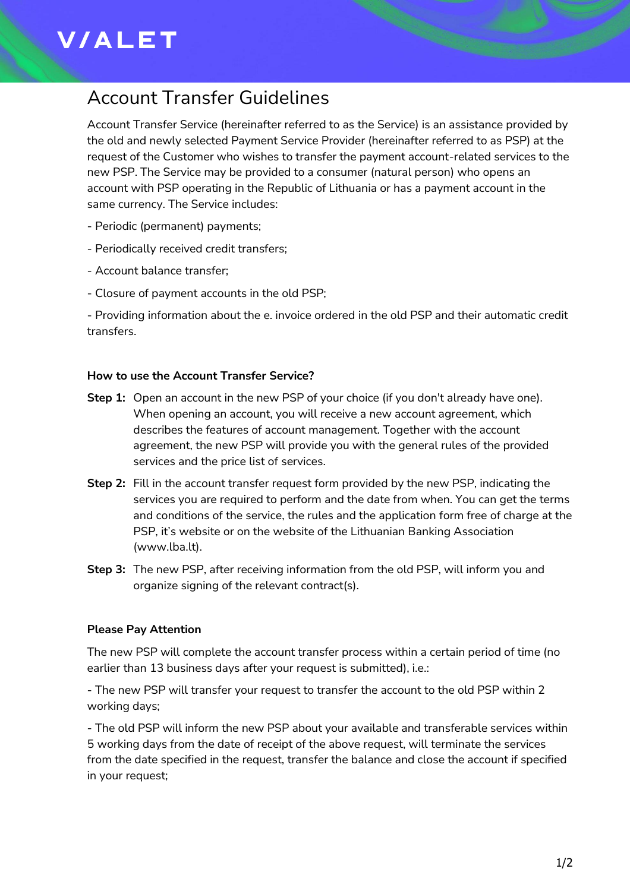# Account Transfer Guidelines

Account Transfer Service (hereinafter referred to as the Service) is an assistance provided by the old and newly selected Payment Service Provider (hereinafter referred to as PSP) at the request of the Customer who wishes to transfer the payment account-related services to the new PSP. The Service may be provided to a consumer (natural person) who opens an account with PSP operating in the Republic of Lithuania or has a payment account in the same currency. The Service includes:

- Periodic (permanent) payments;
- Periodically received credit transfers;
- Account balance transfer;
- Closure of payment accounts in the old PSP;
- Providing information about the e. invoice ordered in the old PSP and their automatic credit transfers.

**How to use the Account Transfer Service?**

**Step 1:** Open an account in the new PSP of your choice (if you don't already have one). When opening an account, you will receive a new account agreement, which describes the features of account management. Together with the account agreement, the new PSP will provide you with the general rules of the provided services and the price list of services.

**Step 2:** Fill in the account transfer request form provided by the new PSP, indicating the services you are required to perform and the date from when. You can get the terms and conditions of the service, the rules and the application form free of charge at the PSP, it's website or on the website of the Lithuanian Banking Association (www.lba.lt).

**Step 3:** The new PSP, after receiving information from the old PSP, will inform you and organize signing of the relevant contract(s).

**Please Pay Attention**

The new PSP will complete the account transfer process within a certain period of time (no earlier than 13 business days after your request is submitted), i.e.:

- The new PSP will transfer your request to transfer the account to the old PSP within 2 working days;
- The old PSP will inform the new PSP about your available and transferable services within 5 working days from the date of receipt of the above request, will terminate the services from the date specified in the request, transfer the balance and close the account if specified in your request;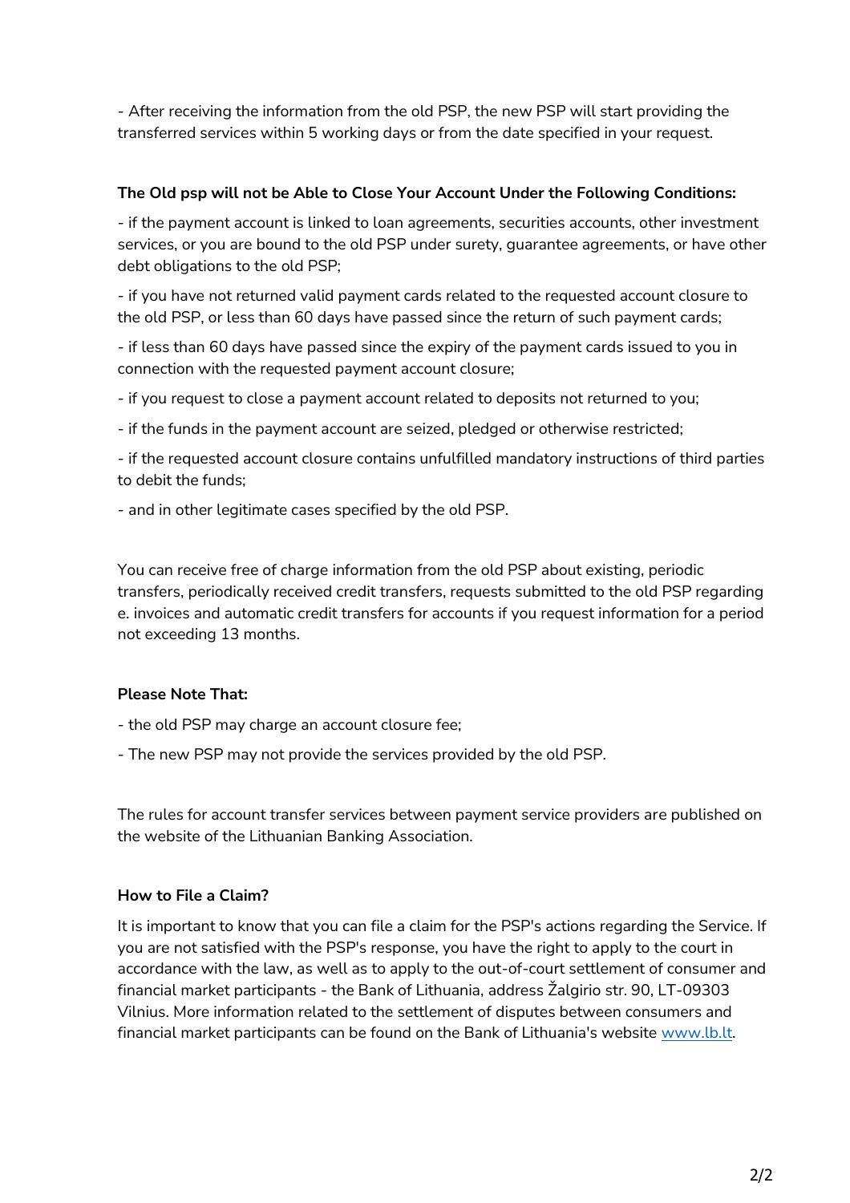- After receiving the information from the old PSP, the new PSP will start providing the transferred services within 5 working days or from the date specified in your request.

**The Old psp will not be Able to Close Your Account Under the Following Conditions:**

- if the payment account is linked to loan agreements, securities accounts, other investment services, or you are bound to the old PSP under surety, guarantee agreements, or have other debt obligations to the old PSP;
- if you have not returned valid payment cards related to the requested account closure to the old PSP, or less than 60 days have passed since the return of such payment cards;
- if less than 60 days have passed since the expiry of the payment cards issued to you in connection with the requested payment account closure;
- if you request to close a payment account related to deposits not returned to you;
- if the funds in the payment account are seized, pledged or otherwise restricted;
- if the requested account closure contains unfulfilled mandatory instructions of third parties to debit the funds;
- and in other legitimate cases specified by the old PSP.

You can receive free of charge information from the old PSP about existing, periodic transfers, periodically received credit transfers, requests submitted to the old PSP regarding e. invoices and automatic credit transfers for accounts if you request information for a period not exceeding 13 months.

**Please Note That:**

- the old PSP may charge an account closure fee;
- The new PSP may not provide the services provided by the old PSP.

The rules for account transfer services between payment service providers are published on the website of the Lithuanian Banking Association.

**How to File a Claim?**

It is important to know that you can file a claim for the PSP's actions regarding the Service. If you are not satisfied with the PSP's response, you have the right to apply to the court in accordance with the law, as well as to apply to the out-of-court settlement of consumer and financial market participants - the Bank of Lithuania, address Žalgirio str. 90, LT-09303 Vilnius. More information related to the settlement of disputes between consumers and financial market participants can be found on the Bank of Lithuania's website www.lb.lt.